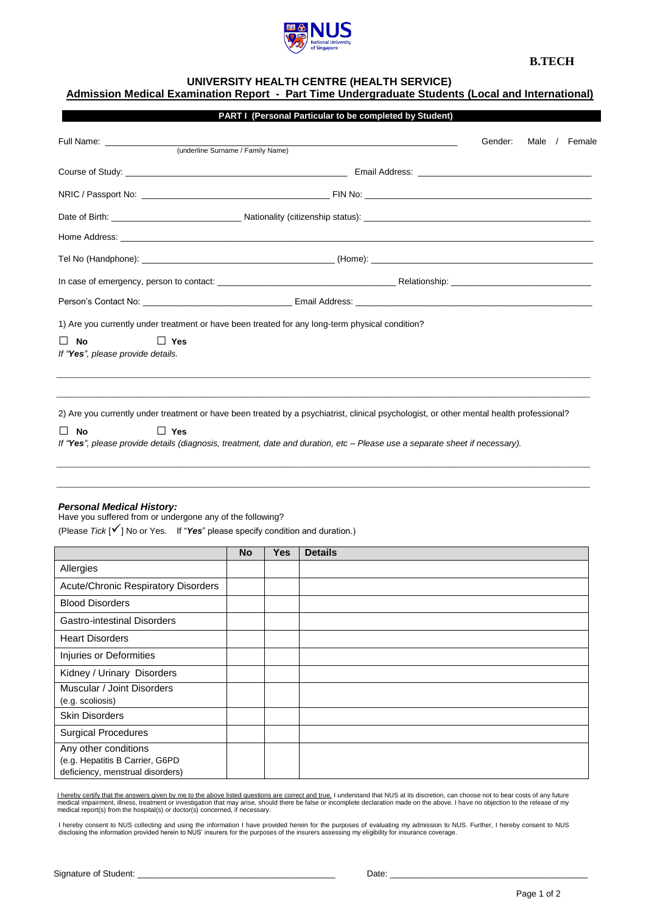**B.TECH**

## UNIVERSITY HEALTH CENTRE (HEALTH SERVICE)

## Admission Medical Examination Report - Part Time Undergraduate Students (Local and International)

### PART I (Personal Particular to be completed by Student)

Full Name: ______________________________ Gender: Male / Female
(underline Surname / Family Name)

Course of Study: ______________________________ Email Address: ______________________________

NRIC / Passport No: ______________________________ FIN No: ______________________________

Date of Birth: ______________________________ Nationality (citizenship status): ______________________________

Home Address: ______________________________

Tel No (Handphone): ______________________________ (Home): ______________________________

In case of emergency, person to contact: ______________________________ Relationship: ______________________________

Person's Contact No: ______________________________ Email Address: ______________________________

1) Are you currently under treatment or have been treated for any long-term physical condition?

☐ **No** ☐ **Yes**

*If "**Yes**", please provide details.*

______________________________

______________________________

2) Are you currently under treatment or have been treated by a psychiatrist, clinical psychologist, or other mental health professional?

☐ **No** ☐ **Yes**

*If "**Yes**", please provide details (diagnosis, treatment, date and duration, etc – Please use a separate sheet if necessary).*

______________________________

______________________________

***Personal Medical History:***

Have you suffered from or undergone any of the following?

(Please *Tick* [✓] No or Yes. If "***Yes***" please specify condition and duration.)

| | No | Yes | Details |
|---|---|---|---|
| Allergies | | | |
| Acute/Chronic Respiratory Disorders | | | |
| Blood Disorders | | | |
| Gastro-intestinal Disorders | | | |
| Heart Disorders | | | |
| Injuries or Deformities | | | |
| Kidney / Urinary Disorders | | | |
| Muscular / Joint Disorders (e.g. scoliosis) | | | |
| Skin Disorders | | | |
| Surgical Procedures | | | |
| Any other conditions (e.g. Hepatitis B Carrier, G6PD deficiency, menstrual disorders) | | | |

I hereby certify that the answers given by me to the above listed questions are correct and true. I understand that NUS at its discretion, can choose not to bear costs of any future medical impairment, illness, treatment or investigation that may arise, should there be false or incomplete declaration made on the above. I have no objection to the release of my medical report(s) from the hospital(s) or doctor(s) concerned, if necessary.

I hereby consent to NUS collecting and using the information I have provided herein for the purposes of evaluating my admission to NUS. Further, I hereby consent to NUS disclosing the information provided herein to NUS' insurers for the purposes of the insurers assessing my eligibility for insurance coverage.

Signature of Student: ______________________________ Date: ______________________________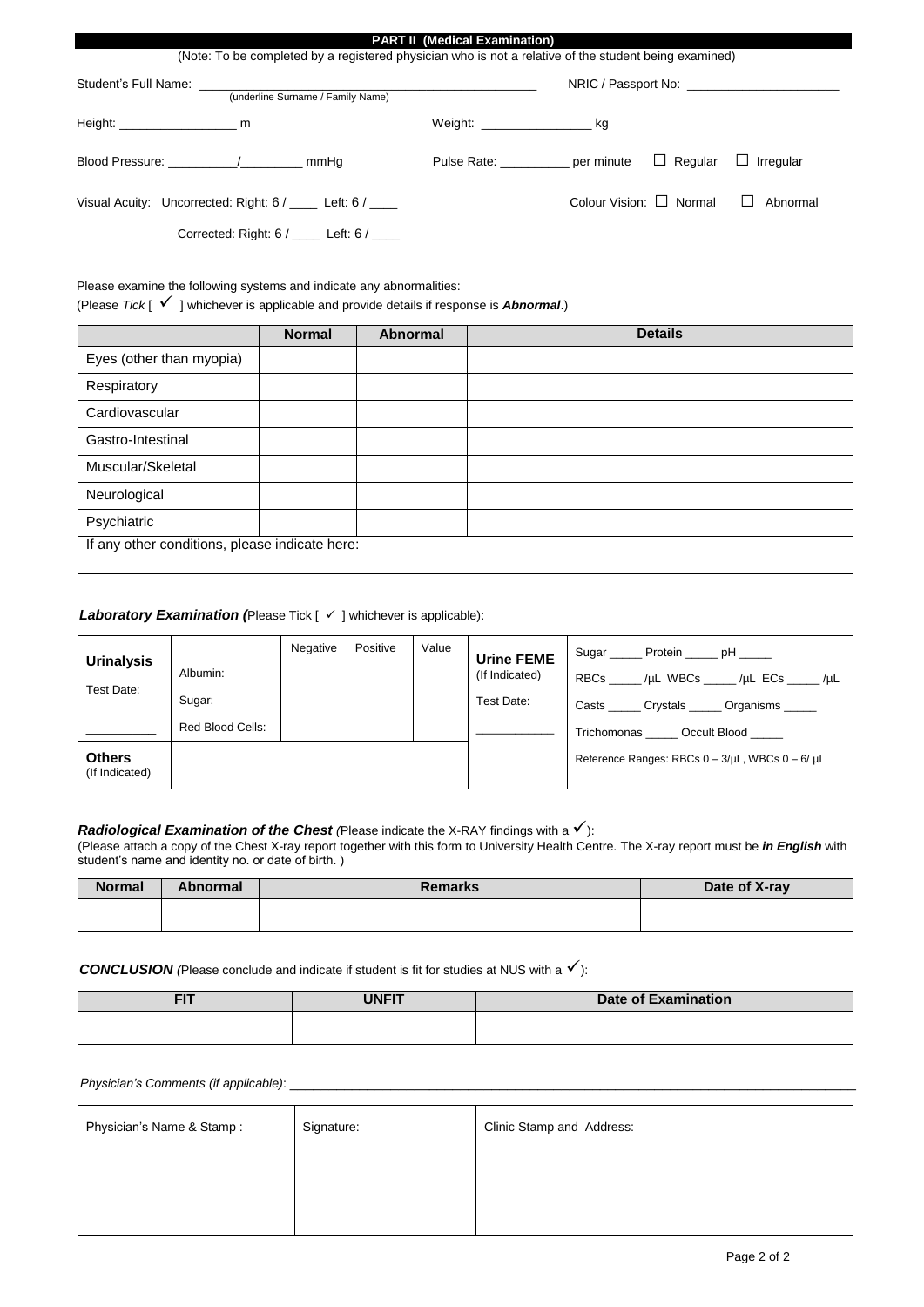## PART II (Medical Examination)

(Note: To be completed by a registered physician who is not a relative of the student being examined)

Student's Full Name: ______________________________ (underline Surname / Family Name)    NRIC / Passport No: ____________________

Height: ______________ m    Weight: ______________ kg

Blood Pressure: _________/_________ mmHg    Pulse Rate: _________ per minute  ☐ Regular  ☐ Irregular

Visual Acuity: Uncorrected: Right: 6 / ____ Left: 6 / ____    Colour Vision: ☐ Normal  ☐ Abnormal

Corrected: Right: 6 / ____ Left: 6 / ____

Please examine the following systems and indicate any abnormalities:
(Please *Tick* [ ✓ ] whichever is applicable and provide details if response is ***Abnormal***.)

| | Normal | Abnormal | Details |
|---|---|---|---|
| Eyes (other than myopia) | | | |
| Respiratory | | | |
| Cardiovascular | | | |
| Gastro-Intestinal | | | |
| Muscular/Skeletal | | | |
| Neurological | | | |
| Psychiatric | | | |
| If any other conditions, please indicate here: | | | |

***Laboratory Examination*** **(**Please Tick [ ✓ ] whichever is applicable):

| | | Negative | Positive | Value | | |
|---|---|---|---|---|---|---|
| **Urinalysis** Test Date: __________ | Albumin: | | | | **Urine FEME** (If Indicated) Test Date: __________ | Sugar _____ Protein _____ pH _____ |
| | Sugar: | | | | | RBCs _____ /µL WBCs _____ /µL ECs _____ /µL |
| | Red Blood Cells: | | | | | Casts _____ Crystals _____ Organisms _____ |
| **Others** (If Indicated) | | | | | | Trichomonas _____ Occult Blood _____ |
| | | | | | | Reference Ranges: RBCs 0 – 3/µL, WBCs 0 – 6/ µL |

***Radiological Examination of the Chest*** *(*Please indicate the X-RAY findings with a ✓):
(Please attach a copy of the Chest X-ray report together with this form to University Health Centre. The X-ray report must be ***in English*** with student's name and identity no. or date of birth. )

| Normal | Abnormal | Remarks | Date of X-ray |
|---|---|---|---|
| | | | |

***CONCLUSION*** *(*Please conclude and indicate if student is fit for studies at NUS with a ✓):

| FIT | UNFIT | Date of Examination |
|---|---|---|
| | | |

*Physician's Comments (if applicable)*: ____________________________________________

| Physician's Name & Stamp : | Signature: | Clinic Stamp and Address: |
|---|---|---|
| | | |